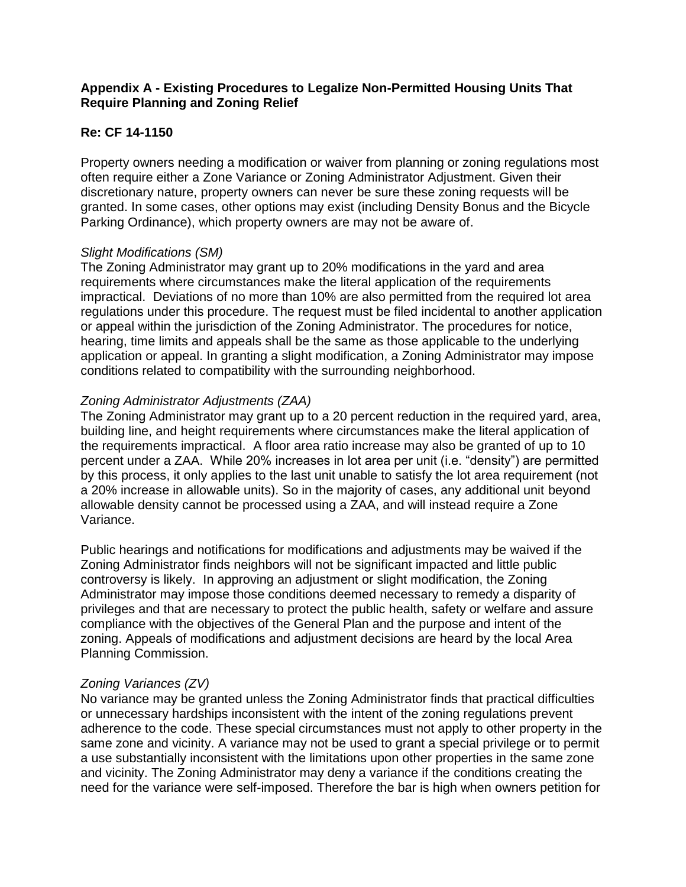**Appendix A - Existing Procedures to Legalize Non-Permitted Housing Units That Require Planning and Zoning Relief**

**Re: CF 14-1150**

Property owners needing a modification or waiver from planning or zoning regulations most often require either a Zone Variance or Zoning Administrator Adjustment. Given their discretionary nature, property owners can never be sure these zoning requests will be granted. In some cases, other options may exist (including Density Bonus and the Bicycle Parking Ordinance), which property owners are may not be aware of.

*Slight Modifications (SM)*

The Zoning Administrator may grant up to 20% modifications in the yard and area requirements where circumstances make the literal application of the requirements impractical. Deviations of no more than 10% are also permitted from the required lot area regulations under this procedure. The request must be filed incidental to another application or appeal within the jurisdiction of the Zoning Administrator. The procedures for notice, hearing, time limits and appeals shall be the same as those applicable to the underlying application or appeal. In granting a slight modification, a Zoning Administrator may impose conditions related to compatibility with the surrounding neighborhood.

*Zoning Administrator Adjustments (ZAA)*

The Zoning Administrator may grant up to a 20 percent reduction in the required yard, area, building line, and height requirements where circumstances make the literal application of the requirements impractical. A floor area ratio increase may also be granted of up to 10 percent under a ZAA. While 20% increases in lot area per unit (i.e. "density") are permitted by this process, it only applies to the last unit unable to satisfy the lot area requirement (not a 20% increase in allowable units). So in the majority of cases, any additional unit beyond allowable density cannot be processed using a ZAA, and will instead require a Zone Variance.

Public hearings and notifications for modifications and adjustments may be waived if the Zoning Administrator finds neighbors will not be significant impacted and little public controversy is likely. In approving an adjustment or slight modification, the Zoning Administrator may impose those conditions deemed necessary to remedy a disparity of privileges and that are necessary to protect the public health, safety or welfare and assure compliance with the objectives of the General Plan and the purpose and intent of the zoning. Appeals of modifications and adjustment decisions are heard by the local Area Planning Commission.

*Zoning Variances (ZV)*

No variance may be granted unless the Zoning Administrator finds that practical difficulties or unnecessary hardships inconsistent with the intent of the zoning regulations prevent adherence to the code. These special circumstances must not apply to other property in the same zone and vicinity. A variance may not be used to grant a special privilege or to permit a use substantially inconsistent with the limitations upon other properties in the same zone and vicinity. The Zoning Administrator may deny a variance if the conditions creating the need for the variance were self-imposed. Therefore the bar is high when owners petition for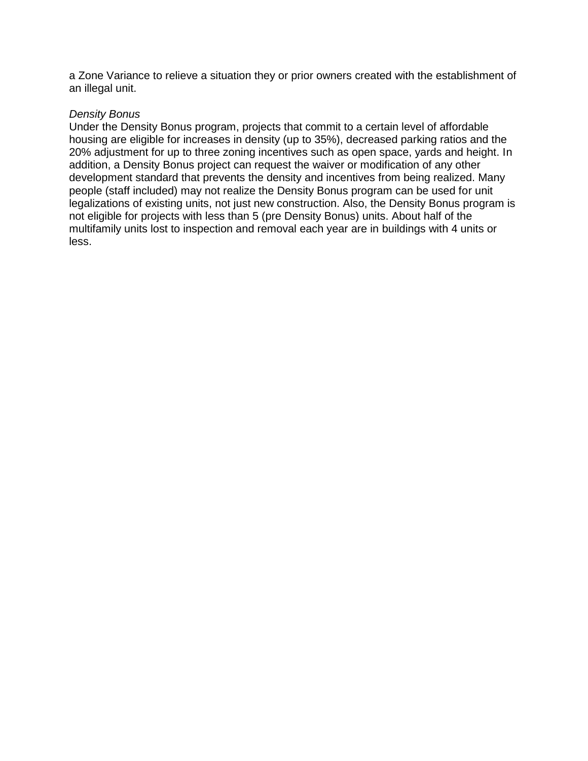a Zone Variance to relieve a situation they or prior owners created with the establishment of an illegal unit.

*Density Bonus*

Under the Density Bonus program, projects that commit to a certain level of affordable housing are eligible for increases in density (up to 35%), decreased parking ratios and the 20% adjustment for up to three zoning incentives such as open space, yards and height. In addition, a Density Bonus project can request the waiver or modification of any other development standard that prevents the density and incentives from being realized. Many people (staff included) may not realize the Density Bonus program can be used for unit legalizations of existing units, not just new construction. Also, the Density Bonus program is not eligible for projects with less than 5 (pre Density Bonus) units. About half of the multifamily units lost to inspection and removal each year are in buildings with 4 units or less.